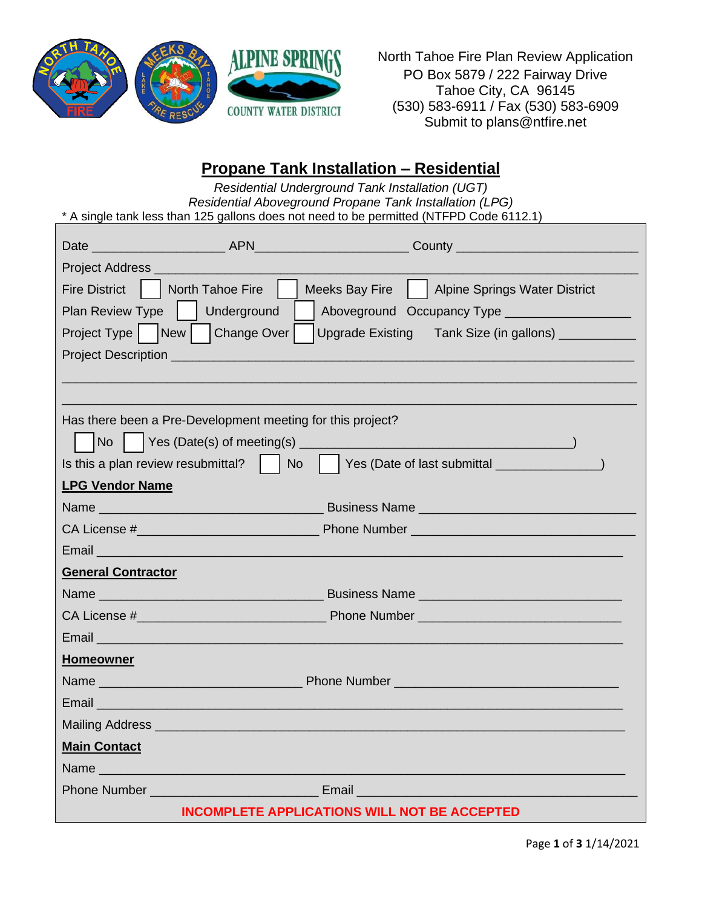North Tahoe Fire Plan Review Application
PO Box 5879 / 222 Fairway Drive
Tahoe City, CA 96145
(530) 583-6911 / Fax (530) 583-6909
Submit to plans@ntfire.net

# Propane Tank Installation – Residential

*Residential Underground Tank Installation (UGT)*
*Residential Aboveground Propane Tank Installation (LPG)*

* A single tank less than 125 gallons does not need to be permitted (NTFPD Code 6112.1)

Date __________________ APN_____________________ County ________________________

Project Address ________________________________________________________________

Fire District ☐ North Tahoe Fire ☐ Meeks Bay Fire ☐ Alpine Springs Water District

Plan Review Type ☐ Underground ☐ Aboveground Occupancy Type ________________

Project Type ☐ New ☐ Change Over ☐ Upgrade Existing Tank Size (in gallons) __________

Project Description ____________________________________________________________

_______________________________________________________________________________

_______________________________________________________________________________

Has there been a Pre-Development meeting for this project?

☐ No ☐ Yes (Date(s) of meeting(s) ____________________________________)

Is this a plan review resubmittal? ☐ No ☐ Yes (Date of last submittal ______________)

**LPG Vendor Name**

Name ______________________________ Business Name _____________________________

CA License #________________________ Phone Number ______________________________

Email _________________________________________________________________________

**General Contractor**

Name ______________________________ Business Name ___________________________

CA License #_________________________ Phone Number ___________________________

Email _________________________________________________________________________

**Homeowner**

Name ___________________________ Phone Number ______________________________

Email _________________________________________________________________________

Mailing Address ________________________________________________________________

**Main Contact**

Name _________________________________________________________________________

Phone Number ______________________ Email ____________________________________

**INCOMPLETE APPLICATIONS WILL NOT BE ACCEPTED**

1/14/2021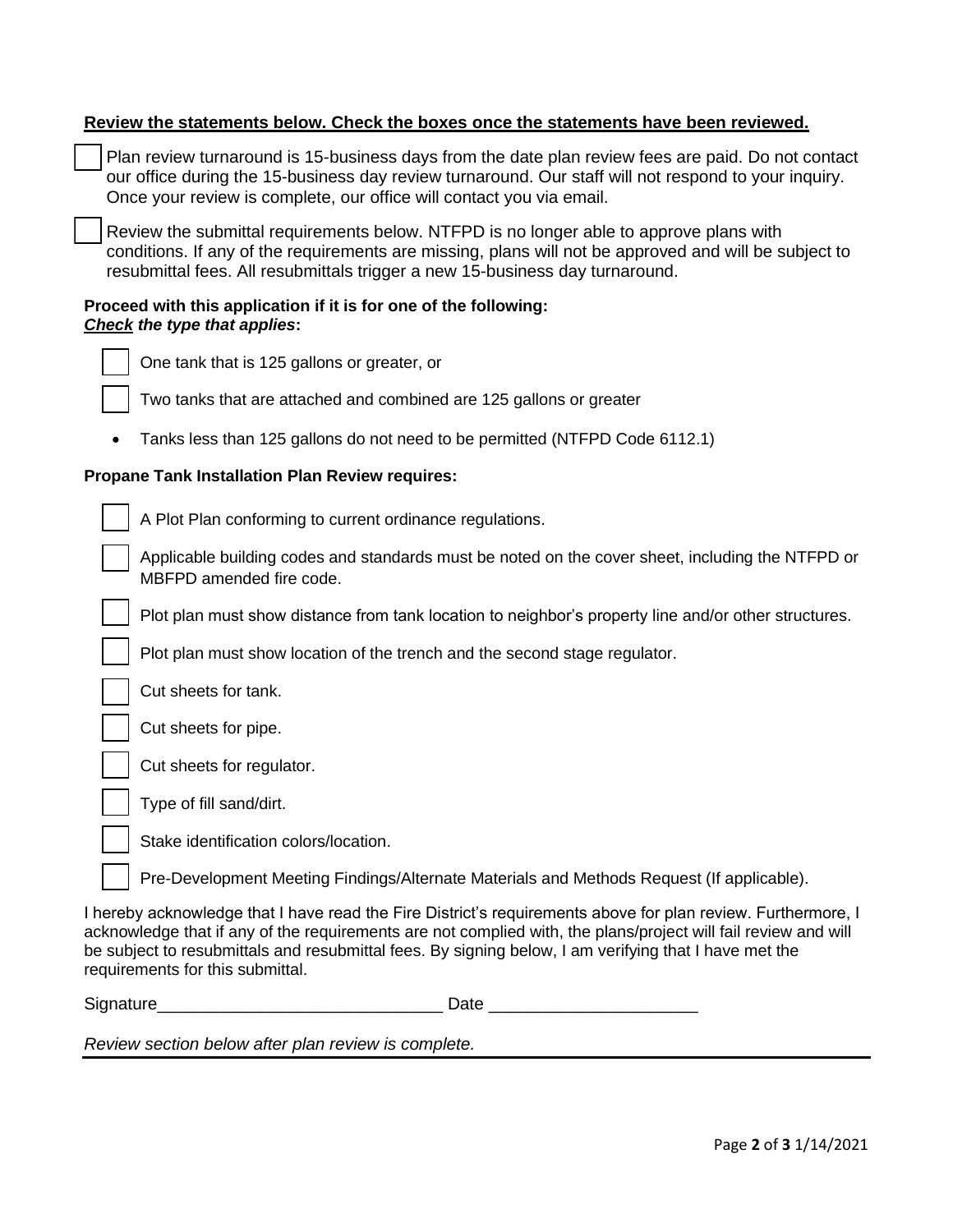**Review the statements below. Check the boxes once the statements have been reviewed.**

- [ ] Plan review turnaround is 15-business days from the date plan review fees are paid. Do not contact our office during the 15-business day review turnaround. Our staff will not respond to your inquiry. Once your review is complete, our office will contact you via email.
- [ ] Review the submittal requirements below. NTFPD is no longer able to approve plans with conditions. If any of the requirements are missing, plans will not be approved and will be subject to resubmittal fees. All resubmittals trigger a new 15-business day turnaround.

**Proceed with this application if it is for one of the following:**
***Check* the type that applies:**

- [ ] One tank that is 125 gallons or greater, or
- [ ] Two tanks that are attached and combined are 125 gallons or greater

- Tanks less than 125 gallons do not need to be permitted (NTFPD Code 6112.1)

**Propane Tank Installation Plan Review requires:**

- [ ] A Plot Plan conforming to current ordinance regulations.
- [ ] Applicable building codes and standards must be noted on the cover sheet, including the NTFPD or MBFPD amended fire code.
- [ ] Plot plan must show distance from tank location to neighbor's property line and/or other structures.
- [ ] Plot plan must show location of the trench and the second stage regulator.
- [ ] Cut sheets for tank.
- [ ] Cut sheets for pipe.
- [ ] Cut sheets for regulator.
- [ ] Type of fill sand/dirt.
- [ ] Stake identification colors/location.
- [ ] Pre-Development Meeting Findings/Alternate Materials and Methods Request (If applicable).

I hereby acknowledge that I have read the Fire District's requirements above for plan review. Furthermore, I acknowledge that if any of the requirements are not complied with, the plans/project will fail review and will be subject to resubmittals and resubmittal fees. By signing below, I am verifying that I have met the requirements for this submittal.

Signature______________________________ Date ______________________

*Review section below after plan review is complete.*

---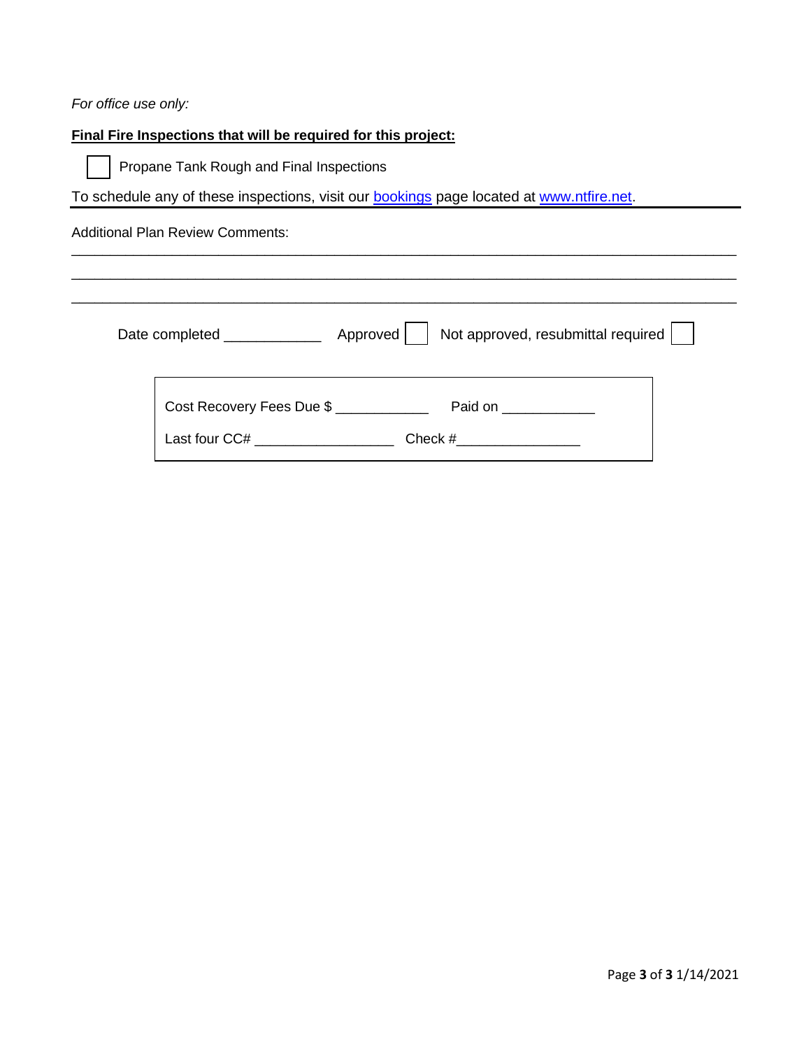*For office use only:*

**Final Fire Inspections that will be required for this project:**

☐ Propane Tank Rough and Final Inspections

To schedule any of these inspections, visit our [bookings](#) page located at [www.ntfire.net](http://www.ntfire.net).

---

Additional Plan Review Comments:

______________________________________________________________________________

______________________________________________________________________________

______________________________________________________________________________

Date completed ____________ Approved ☐ Not approved, resubmittal required ☐

Cost Recovery Fees Due $ ____________ Paid on ____________

Last four CC# _________________ Check #_______________